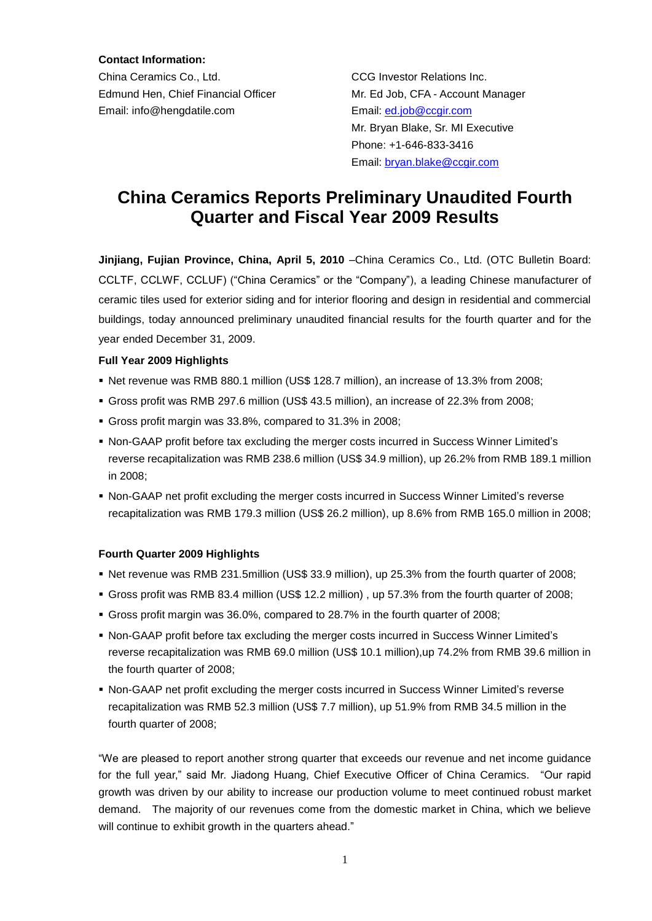**Contact Information:**

China Ceramics Co., Ltd.
Edmund Hen, Chief Financial Officer
Email: info@hengdatile.com

CCG Investor Relations Inc.
Mr. Ed Job, CFA - Account Manager
Email: ed.job@ccgir.com
Mr. Bryan Blake, Sr. MI Executive
Phone: +1-646-833-3416
Email: bryan.blake@ccgir.com

# China Ceramics Reports Preliminary Unaudited Fourth Quarter and Fiscal Year 2009 Results

**Jinjiang, Fujian Province, China, April 5, 2010** –China Ceramics Co., Ltd. (OTC Bulletin Board: CCLTF, CCLWF, CCLUF) ("China Ceramics" or the "Company"), a leading Chinese manufacturer of ceramic tiles used for exterior siding and for interior flooring and design in residential and commercial buildings, today announced preliminary unaudited financial results for the fourth quarter and for the year ended December 31, 2009.

**Full Year 2009 Highlights**

- Net revenue was RMB 880.1 million (US$ 128.7 million), an increase of 13.3% from 2008;
- Gross profit was RMB 297.6 million (US$ 43.5 million), an increase of 22.3% from 2008;
- Gross profit margin was 33.8%, compared to 31.3% in 2008;
- Non-GAAP profit before tax excluding the merger costs incurred in Success Winner Limited's reverse recapitalization was RMB 238.6 million (US$ 34.9 million), up 26.2% from RMB 189.1 million in 2008;
- Non-GAAP net profit excluding the merger costs incurred in Success Winner Limited's reverse recapitalization was RMB 179.3 million (US$ 26.2 million), up 8.6% from RMB 165.0 million in 2008;

**Fourth Quarter 2009 Highlights**

- Net revenue was RMB 231.5million (US$ 33.9 million), up 25.3% from the fourth quarter of 2008;
- Gross profit was RMB 83.4 million (US$ 12.2 million) , up 57.3% from the fourth quarter of 2008;
- Gross profit margin was 36.0%, compared to 28.7% in the fourth quarter of 2008;
- Non-GAAP profit before tax excluding the merger costs incurred in Success Winner Limited's reverse recapitalization was RMB 69.0 million (US$ 10.1 million),up 74.2% from RMB 39.6 million in the fourth quarter of 2008;
- Non-GAAP net profit excluding the merger costs incurred in Success Winner Limited's reverse recapitalization was RMB 52.3 million (US$ 7.7 million), up 51.9% from RMB 34.5 million in the fourth quarter of 2008;

"We are pleased to report another strong quarter that exceeds our revenue and net income guidance for the full year," said Mr. Jiadong Huang, Chief Executive Officer of China Ceramics. "Our rapid growth was driven by our ability to increase our production volume to meet continued robust market demand. The majority of our revenues come from the domestic market in China, which we believe will continue to exhibit growth in the quarters ahead."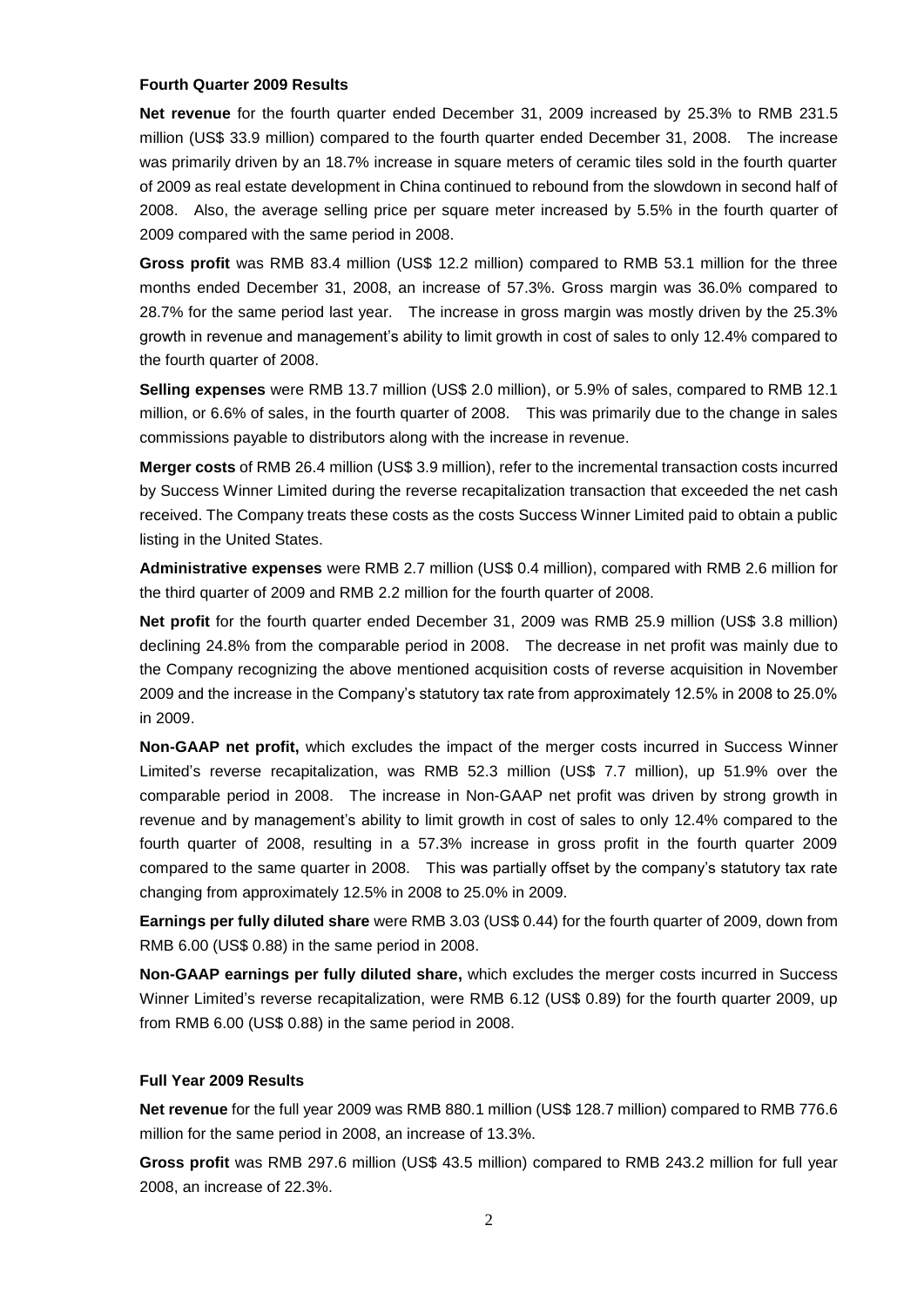**Fourth Quarter 2009 Results**

**Net revenue** for the fourth quarter ended December 31, 2009 increased by 25.3% to RMB 231.5 million (US$ 33.9 million) compared to the fourth quarter ended December 31, 2008. The increase was primarily driven by an 18.7% increase in square meters of ceramic tiles sold in the fourth quarter of 2009 as real estate development in China continued to rebound from the slowdown in second half of 2008. Also, the average selling price per square meter increased by 5.5% in the fourth quarter of 2009 compared with the same period in 2008.

**Gross profit** was RMB 83.4 million (US$ 12.2 million) compared to RMB 53.1 million for the three months ended December 31, 2008, an increase of 57.3%. Gross margin was 36.0% compared to 28.7% for the same period last year. The increase in gross margin was mostly driven by the 25.3% growth in revenue and management's ability to limit growth in cost of sales to only 12.4% compared to the fourth quarter of 2008.

**Selling expenses** were RMB 13.7 million (US$ 2.0 million), or 5.9% of sales, compared to RMB 12.1 million, or 6.6% of sales, in the fourth quarter of 2008. This was primarily due to the change in sales commissions payable to distributors along with the increase in revenue.

**Merger costs** of RMB 26.4 million (US$ 3.9 million), refer to the incremental transaction costs incurred by Success Winner Limited during the reverse recapitalization transaction that exceeded the net cash received. The Company treats these costs as the costs Success Winner Limited paid to obtain a public listing in the United States.

**Administrative expenses** were RMB 2.7 million (US$ 0.4 million), compared with RMB 2.6 million for the third quarter of 2009 and RMB 2.2 million for the fourth quarter of 2008.

**Net profit** for the fourth quarter ended December 31, 2009 was RMB 25.9 million (US$ 3.8 million) declining 24.8% from the comparable period in 2008. The decrease in net profit was mainly due to the Company recognizing the above mentioned acquisition costs of reverse acquisition in November 2009 and the increase in the Company's statutory tax rate from approximately 12.5% in 2008 to 25.0% in 2009.

**Non-GAAP net profit,** which excludes the impact of the merger costs incurred in Success Winner Limited's reverse recapitalization, was RMB 52.3 million (US$ 7.7 million), up 51.9% over the comparable period in 2008. The increase in Non-GAAP net profit was driven by strong growth in revenue and by management's ability to limit growth in cost of sales to only 12.4% compared to the fourth quarter of 2008, resulting in a 57.3% increase in gross profit in the fourth quarter 2009 compared to the same quarter in 2008. This was partially offset by the company's statutory tax rate changing from approximately 12.5% in 2008 to 25.0% in 2009.

**Earnings per fully diluted share** were RMB 3.03 (US$ 0.44) for the fourth quarter of 2009, down from RMB 6.00 (US$ 0.88) in the same period in 2008.

**Non-GAAP earnings per fully diluted share,** which excludes the merger costs incurred in Success Winner Limited's reverse recapitalization, were RMB 6.12 (US$ 0.89) for the fourth quarter 2009, up from RMB 6.00 (US$ 0.88) in the same period in 2008.

**Full Year 2009 Results**

**Net revenue** for the full year 2009 was RMB 880.1 million (US$ 128.7 million) compared to RMB 776.6 million for the same period in 2008, an increase of 13.3%.

**Gross profit** was RMB 297.6 million (US$ 43.5 million) compared to RMB 243.2 million for full year 2008, an increase of 22.3%.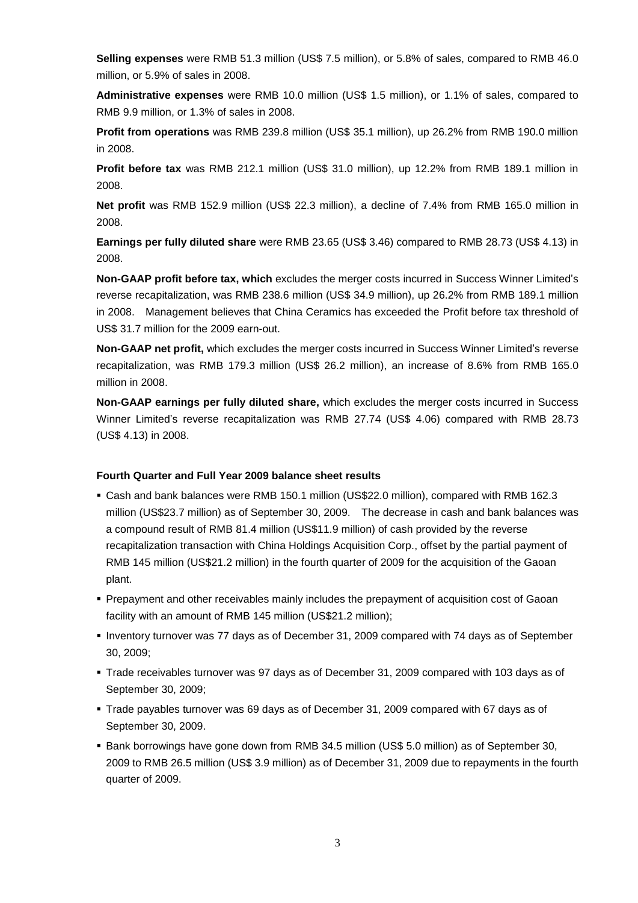**Selling expenses** were RMB 51.3 million (US$ 7.5 million), or 5.8% of sales, compared to RMB 46.0 million, or 5.9% of sales in 2008.

**Administrative expenses** were RMB 10.0 million (US$ 1.5 million), or 1.1% of sales, compared to RMB 9.9 million, or 1.3% of sales in 2008.

**Profit from operations** was RMB 239.8 million (US$ 35.1 million), up 26.2% from RMB 190.0 million in 2008.

**Profit before tax** was RMB 212.1 million (US$ 31.0 million), up 12.2% from RMB 189.1 million in 2008.

**Net profit** was RMB 152.9 million (US$ 22.3 million), a decline of 7.4% from RMB 165.0 million in 2008.

**Earnings per fully diluted share** were RMB 23.65 (US$ 3.46) compared to RMB 28.73 (US$ 4.13) in 2008.

**Non-GAAP profit before tax, which** excludes the merger costs incurred in Success Winner Limited's reverse recapitalization, was RMB 238.6 million (US$ 34.9 million), up 26.2% from RMB 189.1 million in 2008. Management believes that China Ceramics has exceeded the Profit before tax threshold of US$ 31.7 million for the 2009 earn-out.

**Non-GAAP net profit,** which excludes the merger costs incurred in Success Winner Limited's reverse recapitalization, was RMB 179.3 million (US$ 26.2 million), an increase of 8.6% from RMB 165.0 million in 2008.

**Non-GAAP earnings per fully diluted share,** which excludes the merger costs incurred in Success Winner Limited's reverse recapitalization was RMB 27.74 (US$ 4.06) compared with RMB 28.73 (US$ 4.13) in 2008.

**Fourth Quarter and Full Year 2009 balance sheet results**

- Cash and bank balances were RMB 150.1 million (US$22.0 million), compared with RMB 162.3 million (US$23.7 million) as of September 30, 2009. The decrease in cash and bank balances was a compound result of RMB 81.4 million (US$11.9 million) of cash provided by the reverse recapitalization transaction with China Holdings Acquisition Corp., offset by the partial payment of RMB 145 million (US$21.2 million) in the fourth quarter of 2009 for the acquisition of the Gaoan plant.
- Prepayment and other receivables mainly includes the prepayment of acquisition cost of Gaoan facility with an amount of RMB 145 million (US$21.2 million);
- Inventory turnover was 77 days as of December 31, 2009 compared with 74 days as of September 30, 2009;
- Trade receivables turnover was 97 days as of December 31, 2009 compared with 103 days as of September 30, 2009;
- Trade payables turnover was 69 days as of December 31, 2009 compared with 67 days as of September 30, 2009.
- Bank borrowings have gone down from RMB 34.5 million (US$ 5.0 million) as of September 30, 2009 to RMB 26.5 million (US$ 3.9 million) as of December 31, 2009 due to repayments in the fourth quarter of 2009.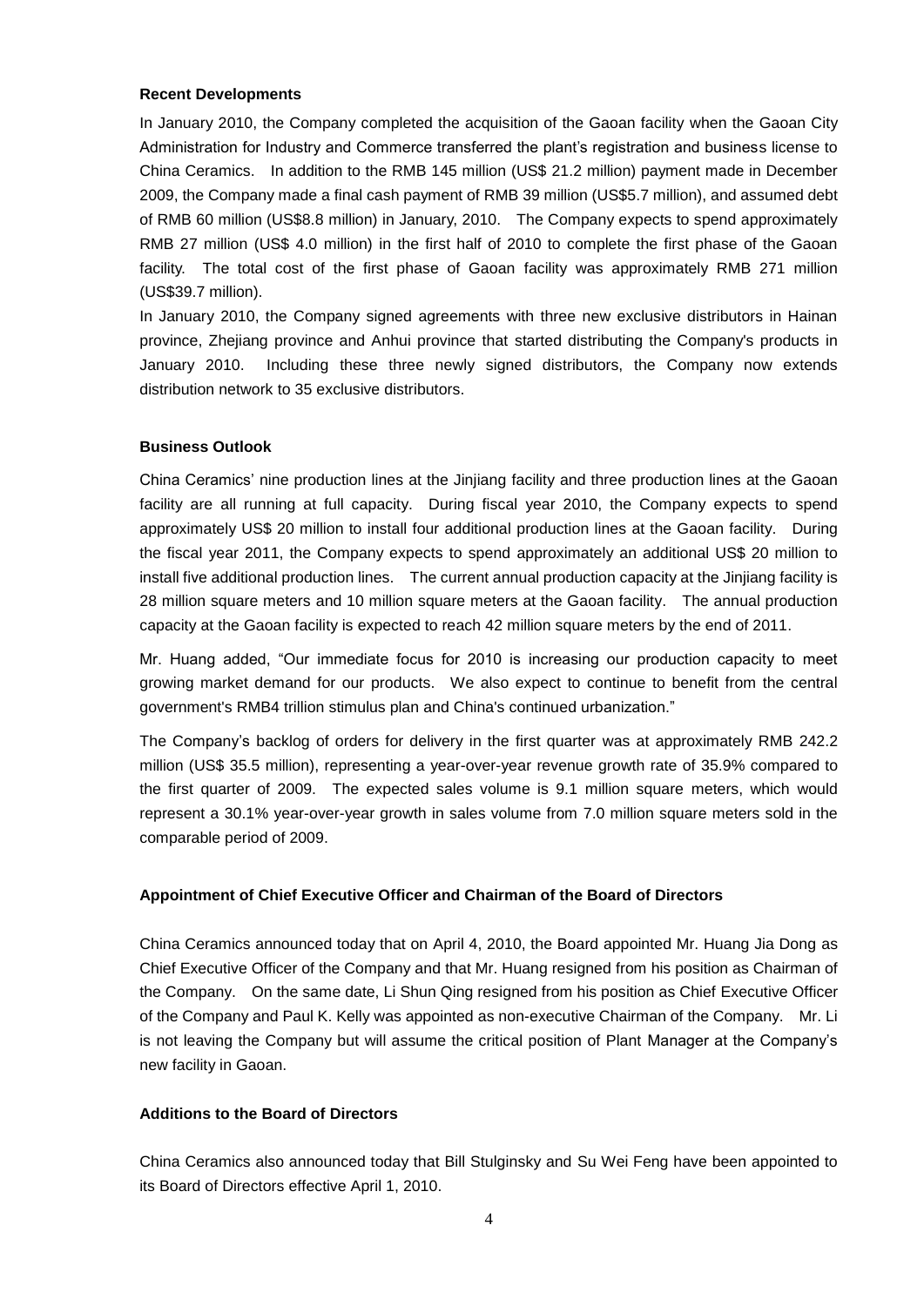**Recent Developments**

In January 2010, the Company completed the acquisition of the Gaoan facility when the Gaoan City Administration for Industry and Commerce transferred the plant's registration and business license to China Ceramics. In addition to the RMB 145 million (US$ 21.2 million) payment made in December 2009, the Company made a final cash payment of RMB 39 million (US$5.7 million), and assumed debt of RMB 60 million (US$8.8 million) in January, 2010. The Company expects to spend approximately RMB 27 million (US$ 4.0 million) in the first half of 2010 to complete the first phase of the Gaoan facility. The total cost of the first phase of Gaoan facility was approximately RMB 271 million (US$39.7 million).

In January 2010, the Company signed agreements with three new exclusive distributors in Hainan province, Zhejiang province and Anhui province that started distributing the Company's products in January 2010. Including these three newly signed distributors, the Company now extends distribution network to 35 exclusive distributors.

**Business Outlook**

China Ceramics' nine production lines at the Jinjiang facility and three production lines at the Gaoan facility are all running at full capacity. During fiscal year 2010, the Company expects to spend approximately US$ 20 million to install four additional production lines at the Gaoan facility. During the fiscal year 2011, the Company expects to spend approximately an additional US$ 20 million to install five additional production lines. The current annual production capacity at the Jinjiang facility is 28 million square meters and 10 million square meters at the Gaoan facility. The annual production capacity at the Gaoan facility is expected to reach 42 million square meters by the end of 2011.

Mr. Huang added, "Our immediate focus for 2010 is increasing our production capacity to meet growing market demand for our products. We also expect to continue to benefit from the central government's RMB4 trillion stimulus plan and China's continued urbanization."

The Company's backlog of orders for delivery in the first quarter was at approximately RMB 242.2 million (US$ 35.5 million), representing a year-over-year revenue growth rate of 35.9% compared to the first quarter of 2009. The expected sales volume is 9.1 million square meters, which would represent a 30.1% year-over-year growth in sales volume from 7.0 million square meters sold in the comparable period of 2009.

**Appointment of Chief Executive Officer and Chairman of the Board of Directors**

China Ceramics announced today that on April 4, 2010, the Board appointed Mr. Huang Jia Dong as Chief Executive Officer of the Company and that Mr. Huang resigned from his position as Chairman of the Company. On the same date, Li Shun Qing resigned from his position as Chief Executive Officer of the Company and Paul K. Kelly was appointed as non-executive Chairman of the Company. Mr. Li is not leaving the Company but will assume the critical position of Plant Manager at the Company's new facility in Gaoan.

**Additions to the Board of Directors**

China Ceramics also announced today that Bill Stulginsky and Su Wei Feng have been appointed to its Board of Directors effective April 1, 2010.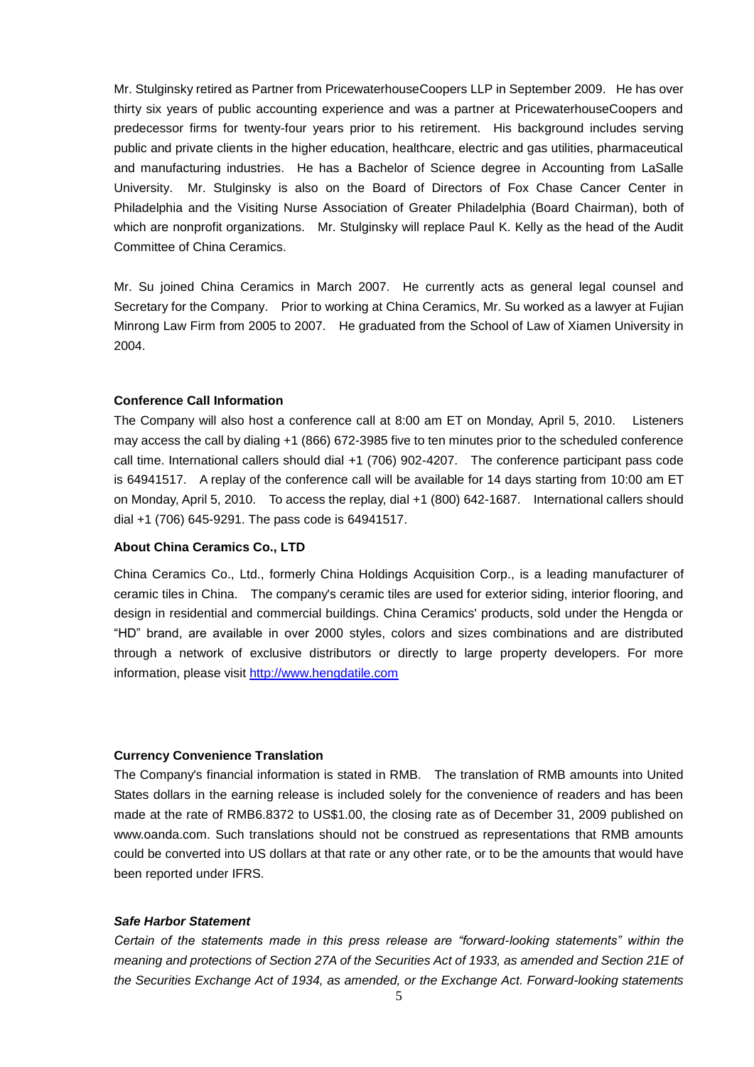Mr. Stulginsky retired as Partner from PricewaterhouseCoopers LLP in September 2009. He has over thirty six years of public accounting experience and was a partner at PricewaterhouseCoopers and predecessor firms for twenty-four years prior to his retirement. His background includes serving public and private clients in the higher education, healthcare, electric and gas utilities, pharmaceutical and manufacturing industries. He has a Bachelor of Science degree in Accounting from LaSalle University. Mr. Stulginsky is also on the Board of Directors of Fox Chase Cancer Center in Philadelphia and the Visiting Nurse Association of Greater Philadelphia (Board Chairman), both of which are nonprofit organizations. Mr. Stulginsky will replace Paul K. Kelly as the head of the Audit Committee of China Ceramics.

Mr. Su joined China Ceramics in March 2007. He currently acts as general legal counsel and Secretary for the Company. Prior to working at China Ceramics, Mr. Su worked as a lawyer at Fujian Minrong Law Firm from 2005 to 2007. He graduated from the School of Law of Xiamen University in 2004.

**Conference Call Information**

The Company will also host a conference call at 8:00 am ET on Monday, April 5, 2010. Listeners may access the call by dialing +1 (866) 672-3985 five to ten minutes prior to the scheduled conference call time. International callers should dial +1 (706) 902-4207. The conference participant pass code is 64941517. A replay of the conference call will be available for 14 days starting from 10:00 am ET on Monday, April 5, 2010. To access the replay, dial +1 (800) 642-1687. International callers should dial +1 (706) 645-9291. The pass code is 64941517.

**About China Ceramics Co., LTD**

China Ceramics Co., Ltd., formerly China Holdings Acquisition Corp., is a leading manufacturer of ceramic tiles in China. The company's ceramic tiles are used for exterior siding, interior flooring, and design in residential and commercial buildings. China Ceramics' products, sold under the Hengda or "HD" brand, are available in over 2000 styles, colors and sizes combinations and are distributed through a network of exclusive distributors or directly to large property developers. For more information, please visit [http://www.hengdatile.com](http://www.hengdatile.com)

**Currency Convenience Translation**

The Company's financial information is stated in RMB. The translation of RMB amounts into United States dollars in the earning release is included solely for the convenience of readers and has been made at the rate of RMB6.8372 to US$1.00, the closing rate as of December 31, 2009 published on www.oanda.com. Such translations should not be construed as representations that RMB amounts could be converted into US dollars at that rate or any other rate, or to be the amounts that would have been reported under IFRS.

***Safe Harbor Statement***

*Certain of the statements made in this press release are "forward-looking statements" within the meaning and protections of Section 27A of the Securities Act of 1933, as amended and Section 21E of the Securities Exchange Act of 1934, as amended, or the Exchange Act. Forward-looking statements*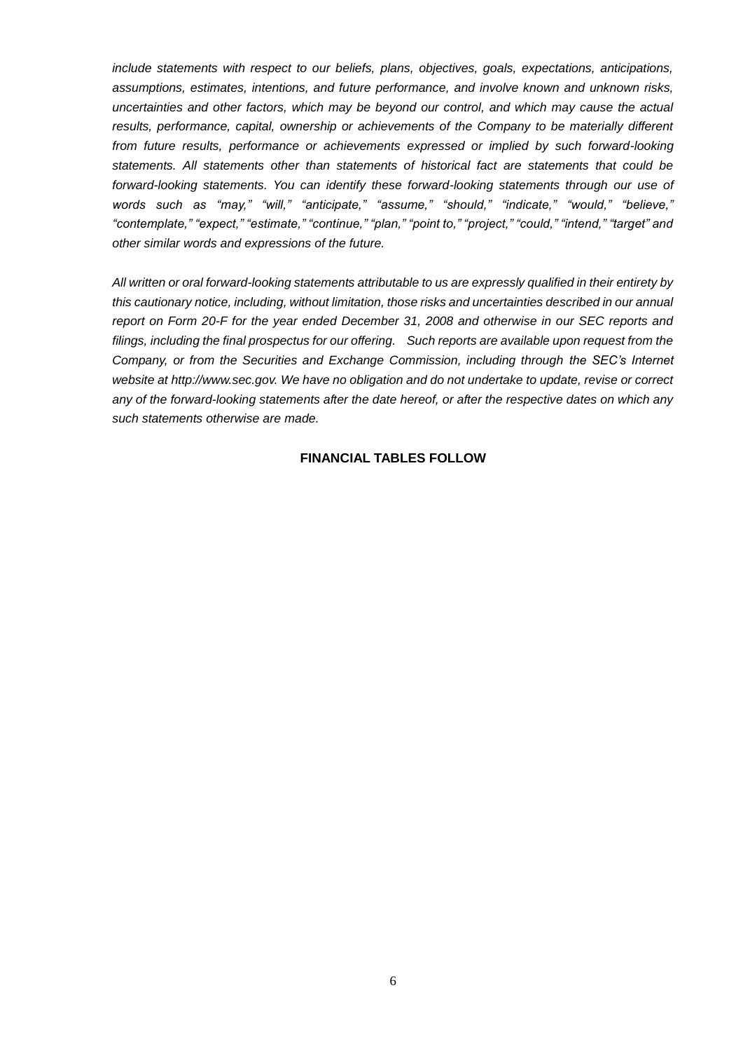*include statements with respect to our beliefs, plans, objectives, goals, expectations, anticipations, assumptions, estimates, intentions, and future performance, and involve known and unknown risks, uncertainties and other factors, which may be beyond our control, and which may cause the actual results, performance, capital, ownership or achievements of the Company to be materially different from future results, performance or achievements expressed or implied by such forward-looking statements. All statements other than statements of historical fact are statements that could be forward-looking statements. You can identify these forward-looking statements through our use of words such as "may," "will," "anticipate," "assume," "should," "indicate," "would," "believe," "contemplate," "expect," "estimate," "continue," "plan," "point to," "project," "could," "intend," "target" and other similar words and expressions of the future.*

*All written or oral forward-looking statements attributable to us are expressly qualified in their entirety by this cautionary notice, including, without limitation, those risks and uncertainties described in our annual report on Form 20-F for the year ended December 31, 2008 and otherwise in our SEC reports and filings, including the final prospectus for our offering. Such reports are available upon request from the Company, or from the Securities and Exchange Commission, including through the SEC's Internet website at http://www.sec.gov. We have no obligation and do not undertake to update, revise or correct any of the forward-looking statements after the date hereof, or after the respective dates on which any such statements otherwise are made.*

**FINANCIAL TABLES FOLLOW**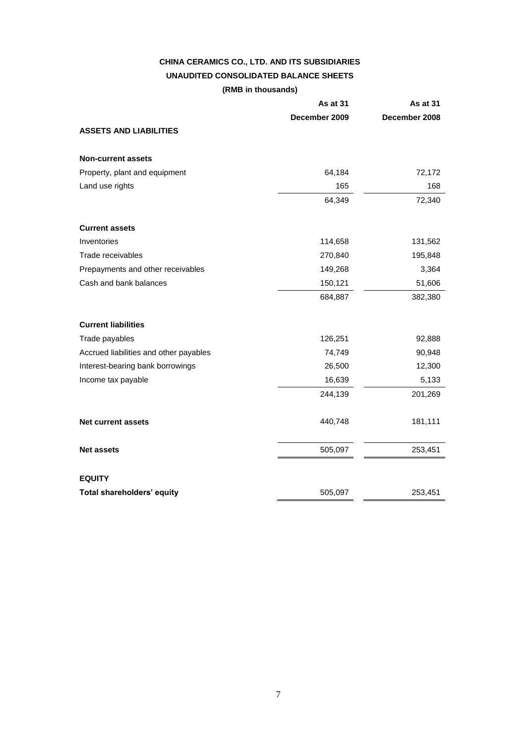**CHINA CERAMICS CO., LTD. AND ITS SUBSIDIARIES**

**UNAUDITED CONSOLIDATED BALANCE SHEETS**

**(RMB in thousands)**

| | As at 31 December 2009 | As at 31 December 2008 |
|---|---|---|
| **ASSETS AND LIABILITIES** | | |
| **Non-current assets** | | |
| Property, plant and equipment | 64,184 | 72,172 |
| Land use rights | 165 | 168 |
| | 64,349 | 72,340 |
| **Current assets** | | |
| Inventories | 114,658 | 131,562 |
| Trade receivables | 270,840 | 195,848 |
| Prepayments and other receivables | 149,268 | 3,364 |
| Cash and bank balances | 150,121 | 51,606 |
| | 684,887 | 382,380 |
| **Current liabilities** | | |
| Trade payables | 126,251 | 92,888 |
| Accrued liabilities and other payables | 74,749 | 90,948 |
| Interest-bearing bank borrowings | 26,500 | 12,300 |
| Income tax payable | 16,639 | 5,133 |
| | 244,139 | 201,269 |
| **Net current assets** | 440,748 | 181,111 |
| **Net assets** | 505,097 | 253,451 |
| **EQUITY** | | |
| **Total shareholders' equity** | 505,097 | 253,451 |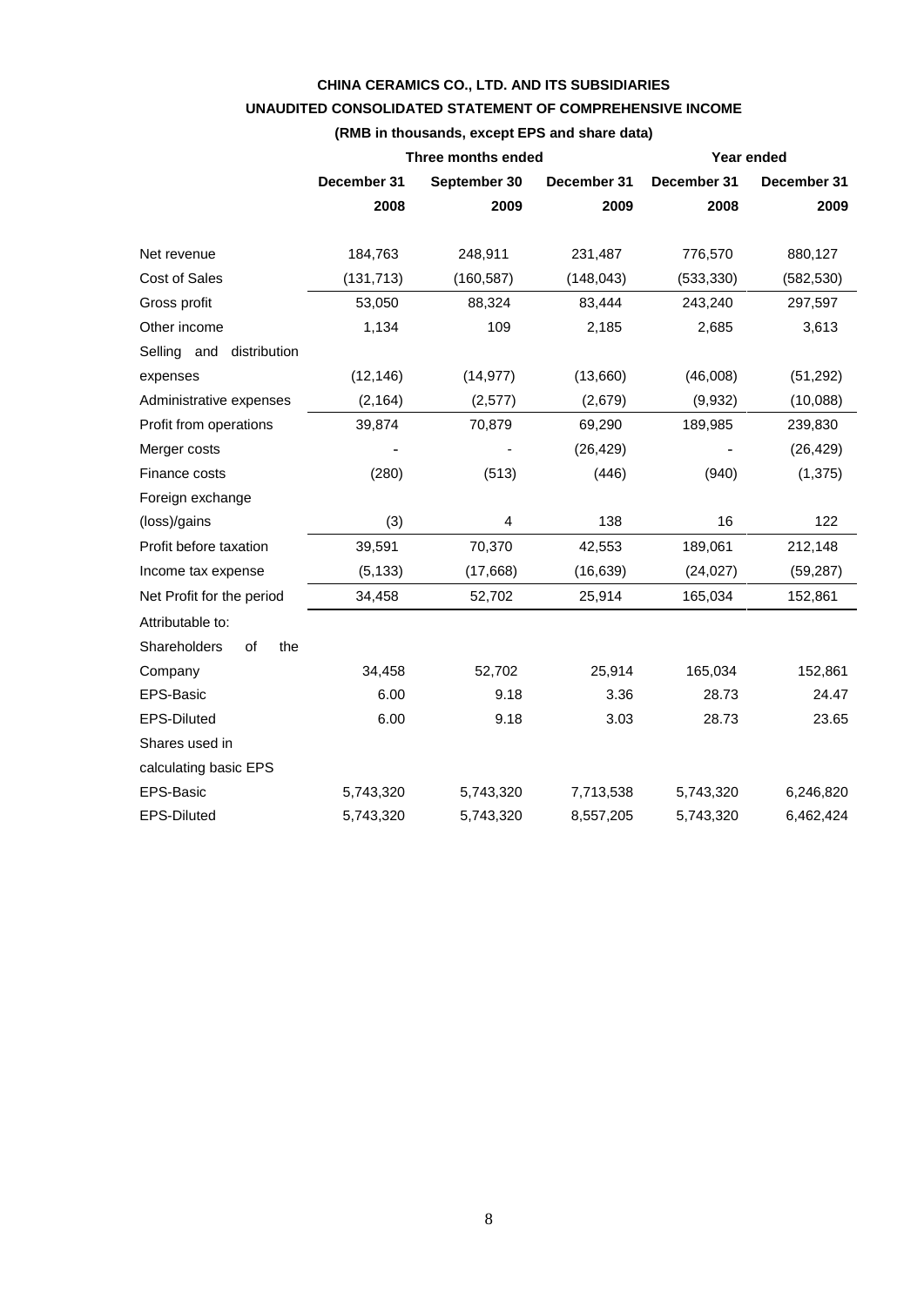**CHINA CERAMICS CO., LTD. AND ITS SUBSIDIARIES**

**UNAUDITED CONSOLIDATED STATEMENT OF COMPREHENSIVE INCOME**

**(RMB in thousands, except EPS and share data)**

| | Three months ended | | | Year ended | |
|---|---|---|---|---|---|
| | **December 31 2008** | **September 30 2009** | **December 31 2009** | **December 31 2008** | **December 31 2009** |
| Net revenue | 184,763 | 248,911 | 231,487 | 776,570 | 880,127 |
| Cost of Sales | (131,713) | (160,587) | (148,043) | (533,330) | (582,530) |
| Gross profit | 53,050 | 88,324 | 83,444 | 243,240 | 297,597 |
| Other income | 1,134 | 109 | 2,185 | 2,685 | 3,613 |
| Selling and distribution expenses | (12,146) | (14,977) | (13,660) | (46,008) | (51,292) |
| Administrative expenses | (2,164) | (2,577) | (2,679) | (9,932) | (10,088) |
| Profit from operations | 39,874 | 70,879 | 69,290 | 189,985 | 239,830 |
| Merger costs | - | - | (26,429) | - | (26,429) |
| Finance costs | (280) | (513) | (446) | (940) | (1,375) |
| Foreign exchange (loss)/gains | (3) | 4 | 138 | 16 | 122 |
| Profit before taxation | 39,591 | 70,370 | 42,553 | 189,061 | 212,148 |
| Income tax expense | (5,133) | (17,668) | (16,639) | (24,027) | (59,287) |
| Net Profit for the period | 34,458 | 52,702 | 25,914 | 165,034 | 152,861 |
| Attributable to: | | | | | |
| Shareholders of the Company | 34,458 | 52,702 | 25,914 | 165,034 | 152,861 |
| EPS-Basic | 6.00 | 9.18 | 3.36 | 28.73 | 24.47 |
| EPS-Diluted | 6.00 | 9.18 | 3.03 | 28.73 | 23.65 |
| Shares used in calculating basic EPS | | | | | |
| EPS-Basic | 5,743,320 | 5,743,320 | 7,713,538 | 5,743,320 | 6,246,820 |
| EPS-Diluted | 5,743,320 | 5,743,320 | 8,557,205 | 5,743,320 | 6,462,424 |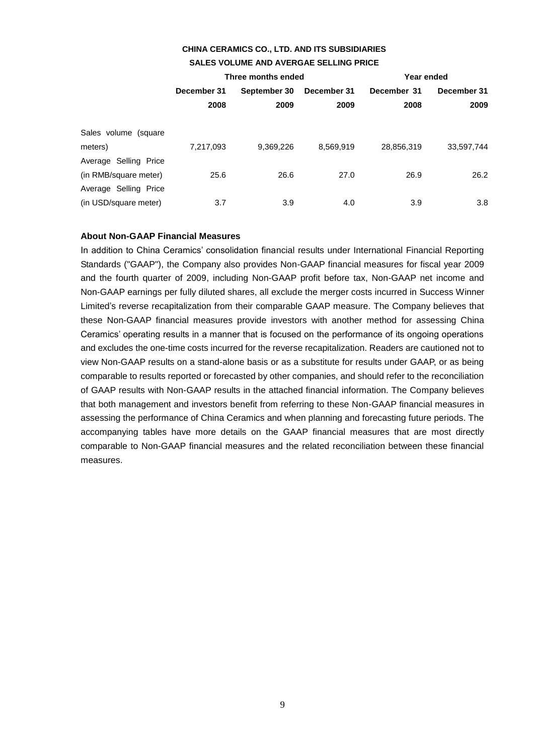**CHINA CERAMICS CO., LTD. AND ITS SUBSIDIARIES**

**SALES VOLUME AND AVERGAE SELLING PRICE**

| | Three months ended | | | Year ended | |
|---|---|---|---|---|---|
| | December 31 2008 | September 30 2009 | December 31 2009 | December 31 2008 | December 31 2009 |
| Sales volume (square meters) | 7,217,093 | 9,369,226 | 8,569,919 | 28,856,319 | 33,597,744 |
| Average Selling Price (in RMB/square meter) | 25.6 | 26.6 | 27.0 | 26.9 | 26.2 |
| Average Selling Price (in USD/square meter) | 3.7 | 3.9 | 4.0 | 3.9 | 3.8 |

**About Non-GAAP Financial Measures**

In addition to China Ceramics' consolidation financial results under International Financial Reporting Standards ("GAAP"), the Company also provides Non-GAAP financial measures for fiscal year 2009 and the fourth quarter of 2009, including Non-GAAP profit before tax, Non-GAAP net income and Non-GAAP earnings per fully diluted shares, all exclude the merger costs incurred in Success Winner Limited's reverse recapitalization from their comparable GAAP measure. The Company believes that these Non-GAAP financial measures provide investors with another method for assessing China Ceramics' operating results in a manner that is focused on the performance of its ongoing operations and excludes the one-time costs incurred for the reverse recapitalization. Readers are cautioned not to view Non-GAAP results on a stand-alone basis or as a substitute for results under GAAP, or as being comparable to results reported or forecasted by other companies, and should refer to the reconciliation of GAAP results with Non-GAAP results in the attached financial information. The Company believes that both management and investors benefit from referring to these Non-GAAP financial measures in assessing the performance of China Ceramics and when planning and forecasting future periods. The accompanying tables have more details on the GAAP financial measures that are most directly comparable to Non-GAAP financial measures and the related reconciliation between these financial measures.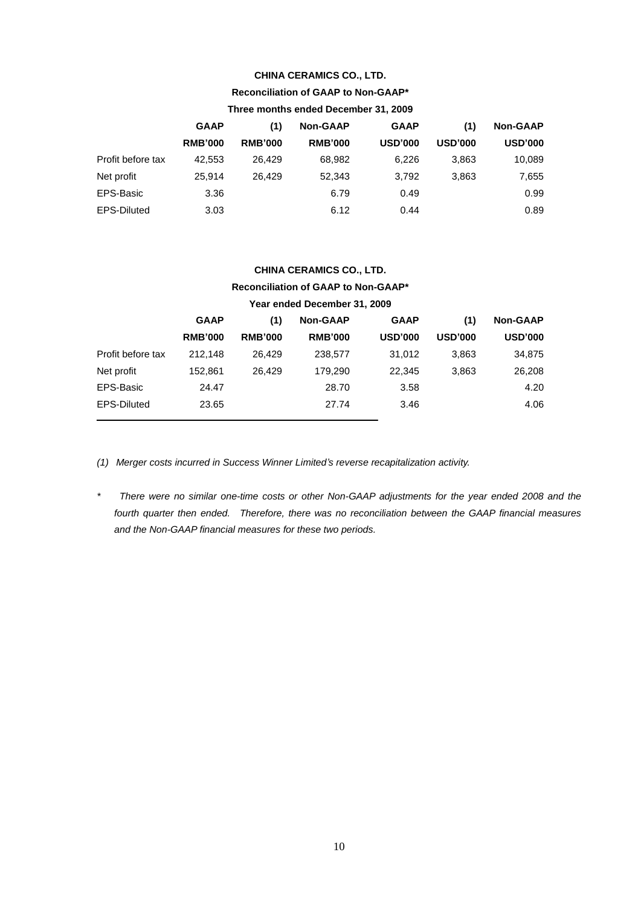**CHINA CERAMICS CO., LTD.**

**Reconciliation of GAAP to Non-GAAP***

**Three months ended December 31, 2009**

| | GAAP | (1) | Non-GAAP | GAAP | (1) | Non-GAAP |
|---|---|---|---|---|---|---|
| | RMB'000 | RMB'000 | RMB'000 | USD'000 | USD'000 | USD'000 |
| Profit before tax | 42,553 | 26,429 | 68,982 | 6,226 | 3,863 | 10,089 |
| Net profit | 25,914 | 26,429 | 52,343 | 3,792 | 3,863 | 7,655 |
| EPS-Basic | 3.36 | | 6.79 | 0.49 | | 0.99 |
| EPS-Diluted | 3.03 | | 6.12 | 0.44 | | 0.89 |

**CHINA CERAMICS CO., LTD.**

**Reconciliation of GAAP to Non-GAAP***

**Year ended December 31, 2009**

| | GAAP | (1) | Non-GAAP | GAAP | (1) | Non-GAAP |
|---|---|---|---|---|---|---|
| | RMB'000 | RMB'000 | RMB'000 | USD'000 | USD'000 | USD'000 |
| Profit before tax | 212,148 | 26,429 | 238,577 | 31,012 | 3,863 | 34,875 |
| Net profit | 152,861 | 26,429 | 179,290 | 22,345 | 3,863 | 26,208 |
| EPS-Basic | 24.47 | | 28.70 | 3.58 | | 4.20 |
| EPS-Diluted | 23.65 | | 27.74 | 3.46 | | 4.06 |

*(1) Merger costs incurred in Success Winner Limited's reverse recapitalization activity.*

\* *There were no similar one-time costs or other Non-GAAP adjustments for the year ended 2008 and the fourth quarter then ended. Therefore, there was no reconciliation between the GAAP financial measures and the Non-GAAP financial measures for these two periods.*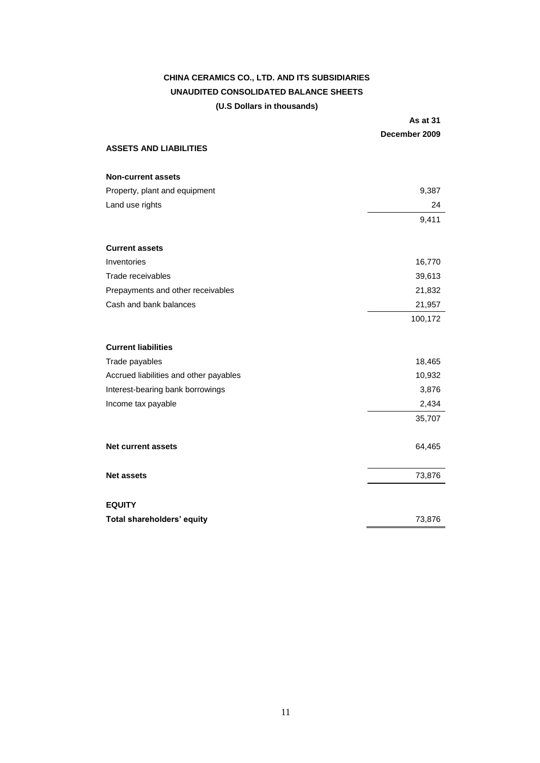**CHINA CERAMICS CO., LTD. AND ITS SUBSIDIARIES**

**UNAUDITED CONSOLIDATED BALANCE SHEETS**

**(U.S Dollars in thousands)**

| | **As at 31 December 2009** |
|---|---|
| **ASSETS AND LIABILITIES** | |
| | |
| **Non-current assets** | |
| Property, plant and equipment | 9,387 |
| Land use rights | 24 |
| | 9,411 |
| | |
| **Current assets** | |
| Inventories | 16,770 |
| Trade receivables | 39,613 |
| Prepayments and other receivables | 21,832 |
| Cash and bank balances | 21,957 |
| | 100,172 |
| | |
| **Current liabilities** | |
| Trade payables | 18,465 |
| Accrued liabilities and other payables | 10,932 |
| Interest-bearing bank borrowings | 3,876 |
| Income tax payable | 2,434 |
| | 35,707 |
| | |
| **Net current assets** | 64,465 |
| | |
| **Net assets** | 73,876 |
| | |
| **EQUITY** | |
| **Total shareholders' equity** | 73,876 |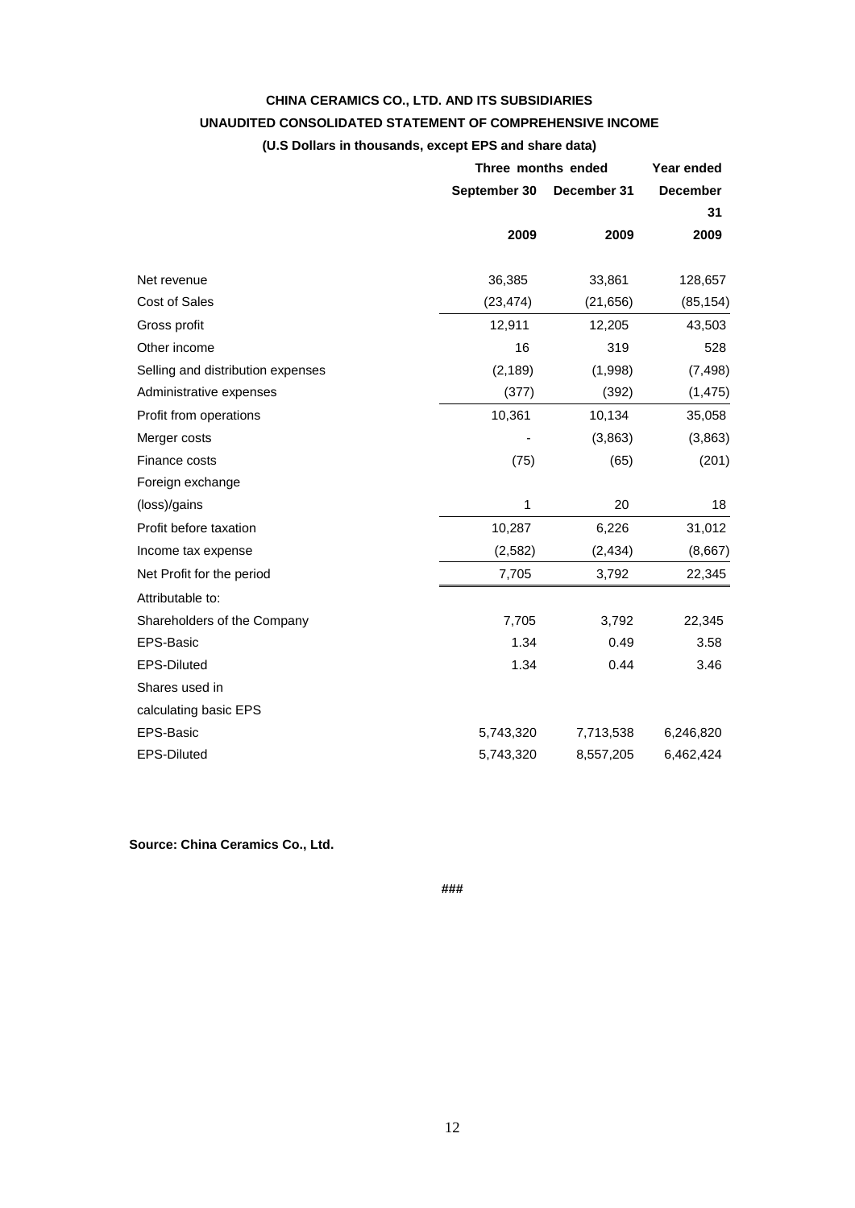**CHINA CERAMICS CO., LTD. AND ITS SUBSIDIARIES**

**UNAUDITED CONSOLIDATED STATEMENT OF COMPREHENSIVE INCOME**

**(U.S Dollars in thousands, except EPS and share data)**

| | Three months ended | | Year ended |
|---|---|---|---|
| | September 30 | December 31 | December 31 |
| | 2009 | 2009 | 2009 |
| Net revenue | 36,385 | 33,861 | 128,657 |
| Cost of Sales | (23,474) | (21,656) | (85,154) |
| Gross profit | 12,911 | 12,205 | 43,503 |
| Other income | 16 | 319 | 528 |
| Selling and distribution expenses | (2,189) | (1,998) | (7,498) |
| Administrative expenses | (377) | (392) | (1,475) |
| Profit from operations | 10,361 | 10,134 | 35,058 |
| Merger costs | - | (3,863) | (3,863) |
| Finance costs | (75) | (65) | (201) |
| Foreign exchange (loss)/gains | 1 | 20 | 18 |
| Profit before taxation | 10,287 | 6,226 | 31,012 |
| Income tax expense | (2,582) | (2,434) | (8,667) |
| Net Profit for the period | 7,705 | 3,792 | 22,345 |
| Attributable to: | | | |
| Shareholders of the Company | 7,705 | 3,792 | 22,345 |
| EPS-Basic | 1.34 | 0.49 | 3.58 |
| EPS-Diluted | 1.34 | 0.44 | 3.46 |
| Shares used in calculating basic EPS | | | |
| EPS-Basic | 5,743,320 | 7,713,538 | 6,246,820 |
| EPS-Diluted | 5,743,320 | 8,557,205 | 6,462,424 |

**Source: China Ceramics Co., Ltd.**

###